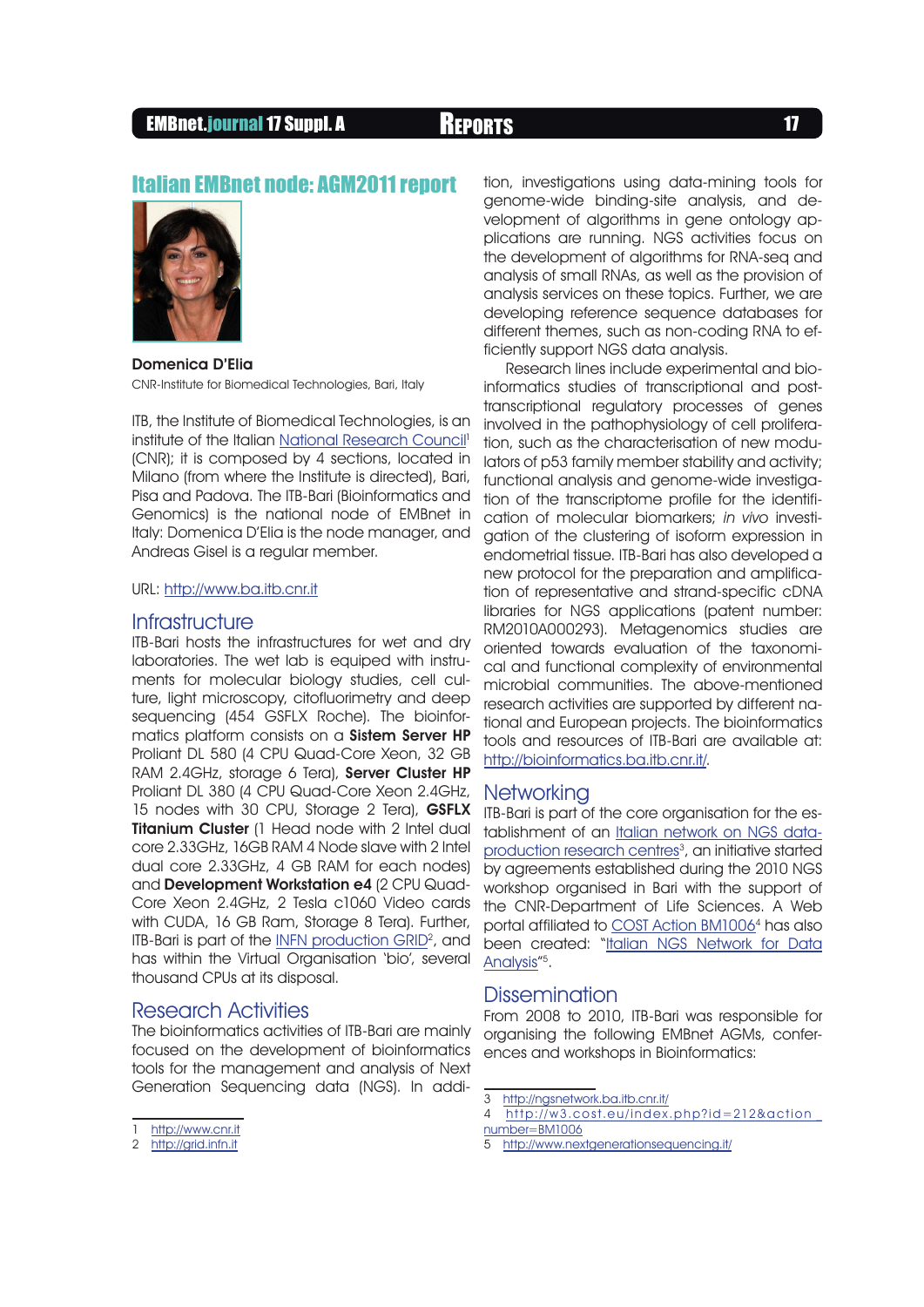# Italian EMBnet node: AGM2011 report

**Domenica D'Elia**

CNR-Institute for Biomedical Technologies, Bari, Italy

ITB, the Institute of Biomedical Technologies, is an institute of the Italian National Research Council[1] (CNR); it is composed by 4 sections, located in Milano (from where the Institute is directed), Bari, Pisa and Padova. The ITB-Bari (Bioinformatics and Genomics) is the national node of EMBnet in Italy: Domenica D'Elia is the node manager, and Andreas Gisel is a regular member.

URL: http://www.ba.itb.cnr.it

## Infrastructure

ITB-Bari hosts the infrastructures for wet and dry laboratories. The wet lab is equiped with instruments for molecular biology studies, cell culture, light microscopy, citofluorimetry and deep sequencing (454 GSFLX Roche). The bioinformatics platform consists on a **Sistem Server HP** Proliant DL 580 (4 CPU Quad-Core Xeon, 32 GB RAM 2.4GHz, storage 6 Tera), **Server Cluster HP** Proliant DL 380 (4 CPU Quad-Core Xeon 2.4GHz, 15 nodes with 30 CPU, Storage 2 Tera), **GSFLX Titanium Cluster** (1 Head node with 2 Intel dual core 2.33GHz, 16GB RAM 4 Node slave with 2 Intel dual core 2.33GHz, 4 GB RAM for each nodes) and **Development Workstation e4** (2 CPU Quad-Core Xeon 2.4GHz, 2 Tesla c1060 Video cards with CUDA, 16 GB Ram, Storage 8 Tera). Further, ITB-Bari is part of the INFN production GRID[2], and has within the Virtual Organisation 'bio', several thousand CPUs at its disposal.

## Research Activities

The bioinformatics activities of ITB-Bari are mainly focused on the development of bioinformatics tools for the management and analysis of Next Generation Sequencing data (NGS). In addition, investigations using data-mining tools for genome-wide binding-site analysis, and development of algorithms in gene ontology applications are running. NGS activities focus on the development of algorithms for RNA-seq and analysis of small RNAs, as well as the provision of analysis services on these topics. Further, we are developing reference sequence databases for different themes, such as non-coding RNA to efficiently support NGS data analysis.

Research lines include experimental and bioinformatics studies of transcriptional and post-transcriptional regulatory processes of genes involved in the pathophysiology of cell proliferation, such as the characterisation of new modulators of p53 family member stability and activity; functional analysis and genome-wide investigation of the transcriptome profile for the identification of molecular biomarkers; *in vivo* investigation of the clustering of isoform expression in endometrial tissue. ITB-Bari has also developed a new protocol for the preparation and amplification of representative and strand-specific cDNA libraries for NGS applications (patent number: RM2010A000293). Metagenomics studies are oriented towards evaluation of the taxonomical and functional complexity of environmental microbial communities. The above-mentioned research activities are supported by different national and European projects. The bioinformatics tools and resources of ITB-Bari are available at: http://bioinformatics.ba.itb.cnr.it/.

## Networking

ITB-Bari is part of the core organisation for the establishment of an Italian network on NGS data-production research centres[3], an initiative started by agreements established during the 2010 NGS workshop organised in Bari with the support of the CNR-Department of Life Sciences. A Web portal affiliated to COST Action BM1006[4] has also been created: "Italian NGS Network for Data Analysis"[5].

## Dissemination

From 2008 to 2010, ITB-Bari was responsible for organising the following EMBnet AGMs, conferences and workshops in Bioinformatics:

---

1 http://www.cnr.it

2 http://grid.infn.it

3 http://ngsnetwork.ba.itb.cnr.it/

4 http://w3.cost.eu/index.php?id=212&action_number=BM1006

5 http://www.nextgenerationsequencing.it/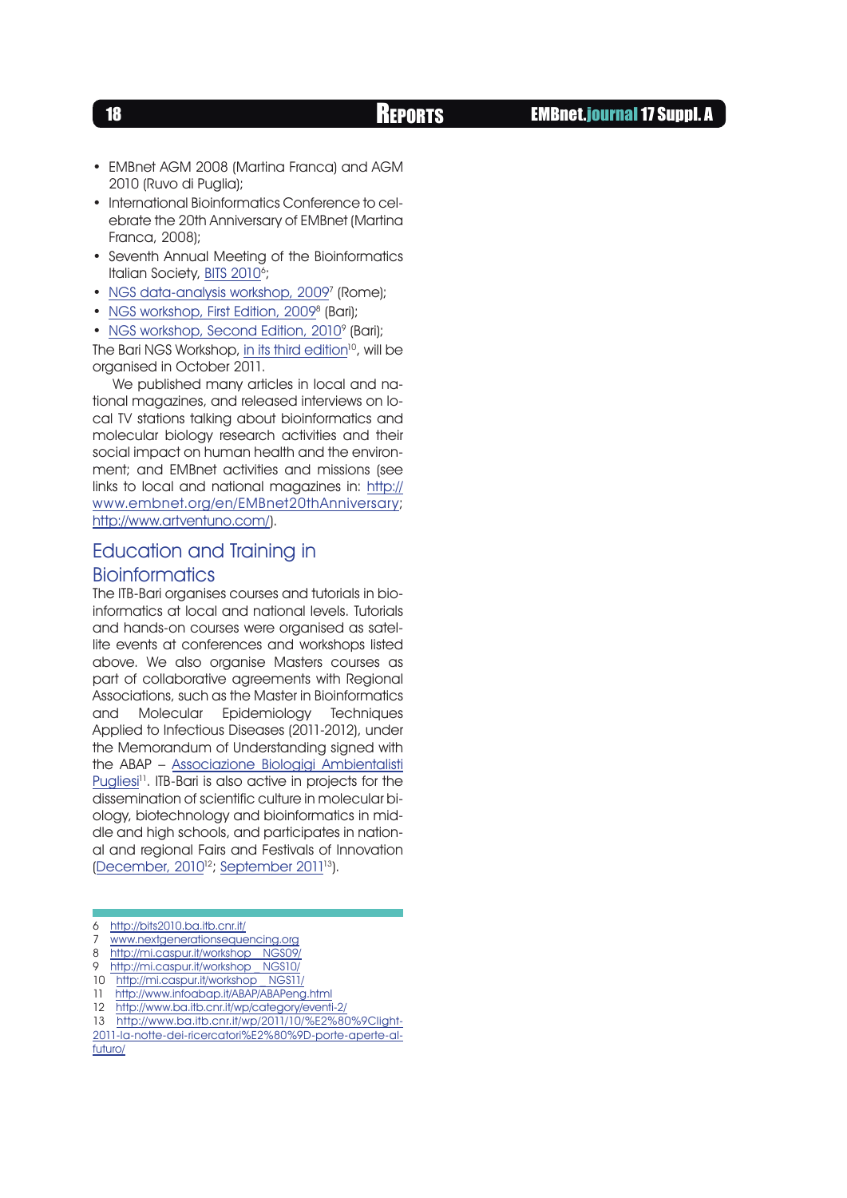- EMBnet AGM 2008 (Martina Franca) and AGM 2010 (Ruvo di Puglia);
- International Bioinformatics Conference to celebrate the 20th Anniversary of EMBnet (Martina Franca, 2008);
- Seventh Annual Meeting of the Bioinformatics Italian Society, BITS 2010[6];
- NGS data-analysis workshop, 2009[7] (Rome);
- NGS workshop, First Edition, 2009[8] (Bari);
- NGS workshop, Second Edition, 2010[9] (Bari);

The Bari NGS Workshop, in its third edition[10], will be organised in October 2011.

We published many articles in local and national magazines, and released interviews on local TV stations talking about bioinformatics and molecular biology research activities and their social impact on human health and the environment; and EMBnet activities and missions (see links to local and national magazines in: http://www.embnet.org/en/EMBnet20thAnniversary; http://www.artventuno.com/).

## Education and Training in Bioinformatics

The ITB-Bari organises courses and tutorials in bioinformatics at local and national levels. Tutorials and hands-on courses were organised as satellite events at conferences and workshops listed above. We also organise Masters courses as part of collaborative agreements with Regional Associations, such as the Master in Bioinformatics and Molecular Epidemiology Techniques Applied to Infectious Diseases (2011-2012), under the Memorandum of Understanding signed with the ABAP – Associazione Biologigi Ambientalisti Pugliesi[11]. ITB-Bari is also active in projects for the dissemination of scientific culture in molecular biology, biotechnology and bioinformatics in middle and high schools, and participates in national and regional Fairs and Festivals of Innovation (December, 2010[12]; September 2011[13]).

---

6 http://bits2010.ba.itb.cnr.it/
7 www.nextgenerationsequencing.org
8 http://mi.caspur.it/workshop_NGS09/
9 http://mi.caspur.it/workshop_NGS10/
10 http://mi.caspur.it/workshop_NGS11/
11 http://www.infoabap.it/ABAP/ABAPeng.html
12 http://www.ba.itb.cnr.it/wp/category/eventi-2/
13 http://www.ba.itb.cnr.it/wp/2011/10/%E2%80%9Clight-2011-la-notte-dei-ricercatori%E2%80%9D-porte-aperte-al-futuro/